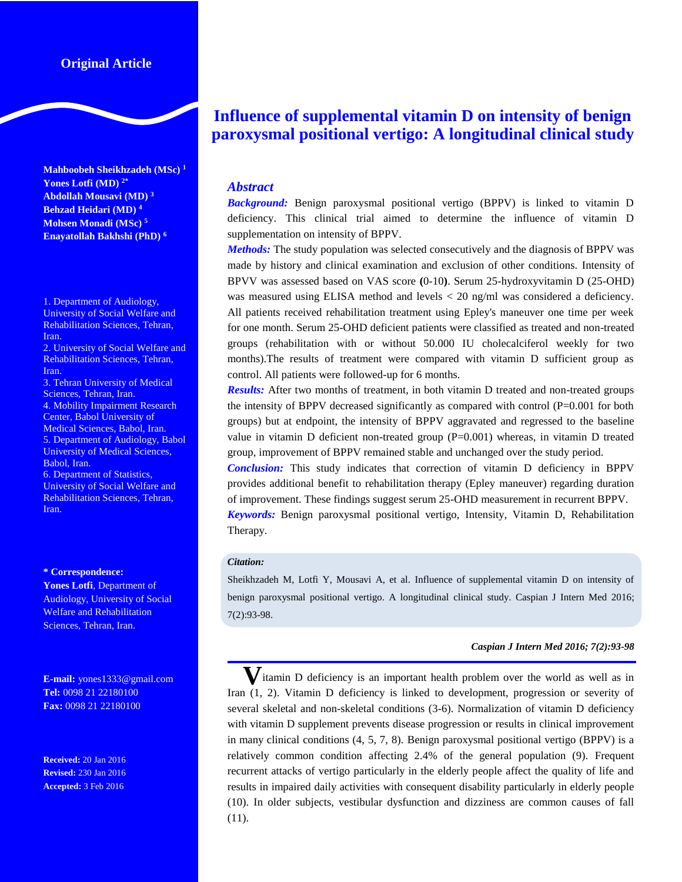Original Article

# Influence of supplemental vitamin D on intensity of benign paroxysmal positional vertigo: A longitudinal clinical study

**Mahboobeh Sheikhzadeh (MSc) [1]**
**Yones Lotfi (MD) [2*]**
**Abdollah Mousavi (MD) [3]**
**Behzad Heidari (MD) [4]**
**Mohsen Monadi (MSc) [5]**
**Enayatollah Bakhshi (PhD) [6]**

1. Department of Audiology, University of Social Welfare and Rehabilitation Sciences, Tehran, Iran.
2. University of Social Welfare and Rehabilitation Sciences, Tehran, Iran.
3. Tehran University of Medical Sciences, Tehran, Iran.
4. Mobility Impairment Research Center, Babol University of Medical Sciences, Babol, Iran.
5. Department of Audiology, Babol University of Medical Sciences, Babol, Iran.
6. Department of Statistics, University of Social Welfare and Rehabilitation Sciences, Tehran, Iran.

**\* Correspondence:**
**Yones Lotfi**, Department of Audiology, University of Social Welfare and Rehabilitation Sciences, Tehran, Iran.

**E-mail:** yones1333@gmail.com
**Tel:** 0098 21 22180100
**Fax:** 0098 21 22180100

**Received:** 20 Jan 2016
**Revised:** 230 Jan 2016
**Accepted:** 3 Feb 2016

## Abstract

***Background:*** Benign paroxysmal positional vertigo (BPPV) is linked to vitamin D deficiency. This clinical trial aimed to determine the influence of vitamin D supplementation on intensity of BPPV.

***Methods:*** The study population was selected consecutively and the diagnosis of BPPV was made by history and clinical examination and exclusion of other conditions. Intensity of BPVV was assessed based on VAS score **(**0-10**)**. Serum 25-hydroxyvitamin D (25-OHD) was measured using ELISA method and levels < 20 ng/ml was considered a deficiency. All patients received rehabilitation treatment using Epley's maneuver one time per week for one month. Serum 25-OHD deficient patients were classified as treated and non-treated groups (rehabilitation with or without 50.000 IU cholecalciferol weekly for two months).The results of treatment were compared with vitamin D sufficient group as control. All patients were followed-up for 6 months.

***Results:*** After two months of treatment, in both vitamin D treated and non-treated groups the intensity of BPPV decreased significantly as compared with control (P=0.001 for both groups) but at endpoint, the intensity of BPPV aggravated and regressed to the baseline value in vitamin D deficient non-treated group (P=0.001) whereas, in vitamin D treated group, improvement of BPPV remained stable and unchanged over the study period.

***Conclusion:*** This study indicates that correction of vitamin D deficiency in BPPV provides additional benefit to rehabilitation therapy (Epley maneuver) regarding duration of improvement. These findings suggest serum 25-OHD measurement in recurrent BPPV.

***Keywords:*** Benign paroxysmal positional vertigo, Intensity, Vitamin D, Rehabilitation Therapy.

***Citation:***

Sheikhzadeh M, Lotfi Y, Mousavi A, et al. Influence of supplemental vitamin D on intensity of benign paroxysmal positional vertigo. A longitudinal clinical study. Caspian J Intern Med 2016; 7(2):93-98.

*Caspian J Intern Med 2016; 7(2):93-98*

Vitamin D deficiency is an important health problem over the world as well as in Iran (1, 2). Vitamin D deficiency is linked to development, progression or severity of several skeletal and non-skeletal conditions (3-6). Normalization of vitamin D deficiency with vitamin D supplement prevents disease progression or results in clinical improvement in many clinical conditions (4, 5, 7, 8). Benign paroxysmal positional vertigo (BPPV) is a relatively common condition affecting 2.4% of the general population (9). Frequent recurrent attacks of vertigo particularly in the elderly people affect the quality of life and results in impaired daily activities with consequent disability particularly in elderly people (10). In older subjects, vestibular dysfunction and dizziness are common causes of fall (11).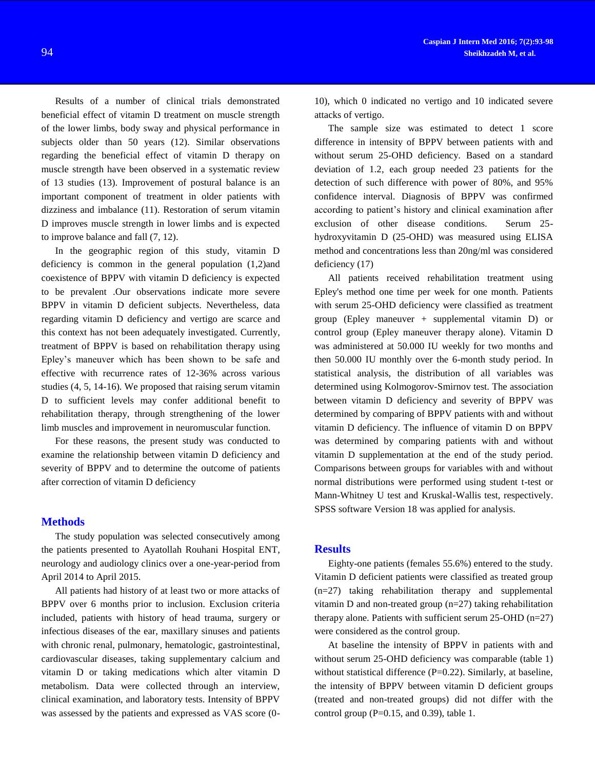Results of a number of clinical trials demonstrated beneficial effect of vitamin D treatment on muscle strength of the lower limbs, body sway and physical performance in subjects older than 50 years (12). Similar observations regarding the beneficial effect of vitamin D therapy on muscle strength have been observed in a systematic review of 13 studies (13). Improvement of postural balance is an important component of treatment in older patients with dizziness and imbalance (11). Restoration of serum vitamin D improves muscle strength in lower limbs and is expected to improve balance and fall (7, 12).

In the geographic region of this study, vitamin D deficiency is common in the general population (1,2)and coexistence of BPPV with vitamin D deficiency is expected to be prevalent .Our observations indicate more severe BPPV in vitamin D deficient subjects. Nevertheless, data regarding vitamin D deficiency and vertigo are scarce and this context has not been adequately investigated. Currently, treatment of BPPV is based on rehabilitation therapy using Epley's maneuver which has been shown to be safe and effective with recurrence rates of 12-36% across various studies (4, 5, 14-16). We proposed that raising serum vitamin D to sufficient levels may confer additional benefit to rehabilitation therapy, through strengthening of the lower limb muscles and improvement in neuromuscular function.

For these reasons, the present study was conducted to examine the relationship between vitamin D deficiency and severity of BPPV and to determine the outcome of patients after correction of vitamin D deficiency

## Methods

The study population was selected consecutively among the patients presented to Ayatollah Rouhani Hospital ENT, neurology and audiology clinics over a one-year-period from April 2014 to April 2015.

All patients had history of at least two or more attacks of BPPV over 6 months prior to inclusion. Exclusion criteria included, patients with history of head trauma, surgery or infectious diseases of the ear, maxillary sinuses and patients with chronic renal, pulmonary, hematologic, gastrointestinal, cardiovascular diseases, taking supplementary calcium and vitamin D or taking medications which alter vitamin D metabolism. Data were collected through an interview, clinical examination, and laboratory tests. Intensity of BPPV was assessed by the patients and expressed as VAS score (0-10), which 0 indicated no vertigo and 10 indicated severe attacks of vertigo.

The sample size was estimated to detect 1 score difference in intensity of BPPV between patients with and without serum 25-OHD deficiency. Based on a standard deviation of 1.2, each group needed 23 patients for the detection of such difference with power of 80%, and 95% confidence interval. Diagnosis of BPPV was confirmed according to patient's history and clinical examination after exclusion of other disease conditions. Serum 25-hydroxyvitamin D (25-OHD) was measured using ELISA method and concentrations less than 20ng/ml was considered deficiency (17)

All patients received rehabilitation treatment using Epley's method one time per week for one month. Patients with serum 25-OHD deficiency were classified as treatment group (Epley maneuver + supplemental vitamin D) or control group (Epley maneuver therapy alone). Vitamin D was administered at 50.000 IU weekly for two months and then 50.000 IU monthly over the 6-month study period. In statistical analysis, the distribution of all variables was determined using Kolmogorov-Smirnov test. The association between vitamin D deficiency and severity of BPPV was determined by comparing of BPPV patients with and without vitamin D deficiency. The influence of vitamin D on BPPV was determined by comparing patients with and without vitamin D supplementation at the end of the study period. Comparisons between groups for variables with and without normal distributions were performed using student t-test or Mann-Whitney U test and Kruskal-Wallis test, respectively. SPSS software Version 18 was applied for analysis.

## Results

Eighty-one patients (females 55.6%) entered to the study. Vitamin D deficient patients were classified as treated group (n=27) taking rehabilitation therapy and supplemental vitamin D and non-treated group (n=27) taking rehabilitation therapy alone. Patients with sufficient serum 25-OHD (n=27) were considered as the control group.

At baseline the intensity of BPPV in patients with and without serum 25-OHD deficiency was comparable (table 1) without statistical difference (P=0.22). Similarly, at baseline, the intensity of BPPV between vitamin D deficient groups (treated and non-treated groups) did not differ with the control group (P=0.15, and 0.39), table 1.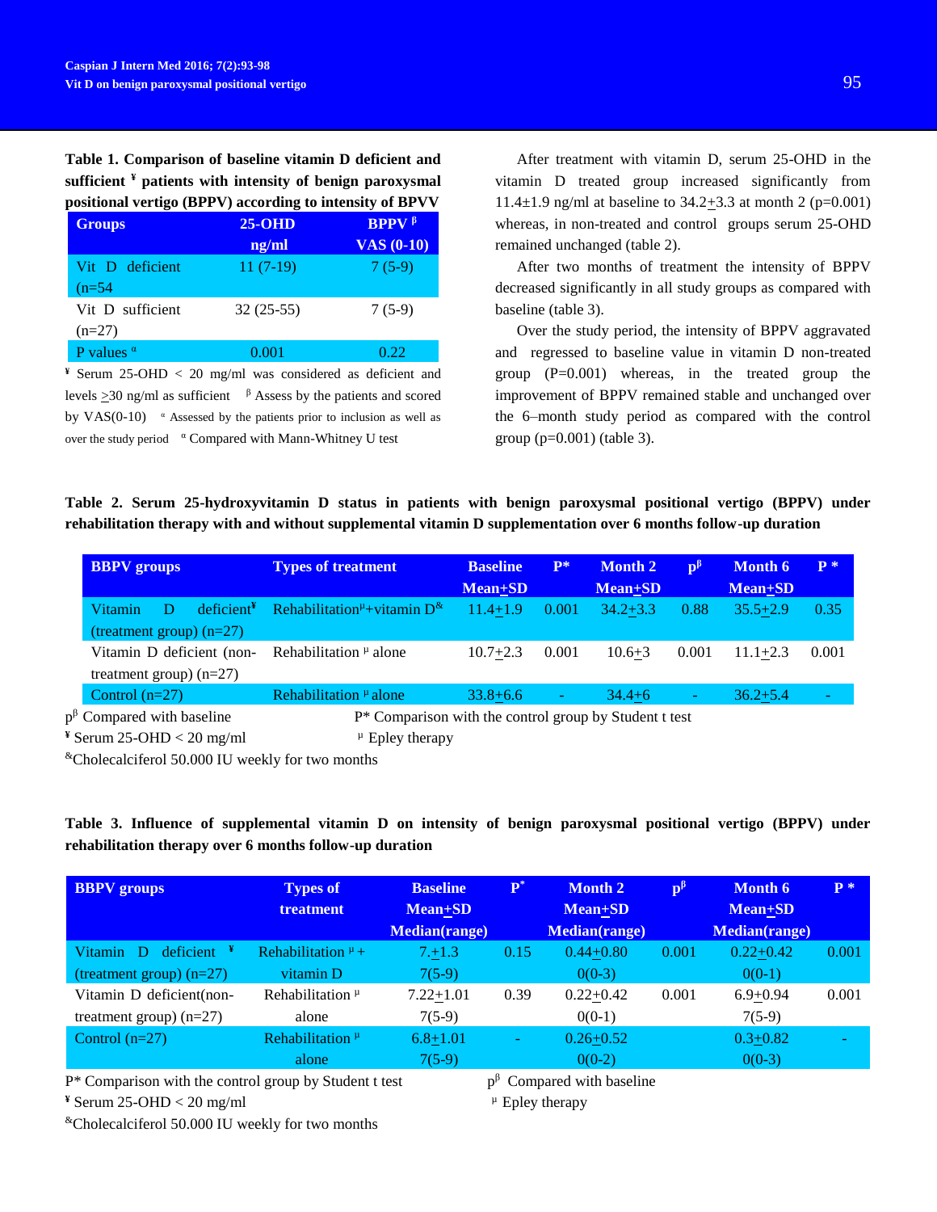**Table 1. Comparison of baseline vitamin D deficient and sufficient ¥ patients with intensity of benign paroxysmal positional vertigo (BPPV) according to intensity of BPVV**

| Groups | 25-OHD ng/ml | BPPV β VAS (0-10) |
|---|---|---|
| Vit D deficient (n=54 | 11 (7-19) | 7 (5-9) |
| Vit D sufficient (n=27) | 32 (25-55) | 7 (5-9) |
| P values α | 0.001 | 0.22 |

¥ Serum 25-OHD < 20 ng/ml was considered as deficient and levels ≥30 ng/ml as sufficient β Assess by the patients and scored by VAS(0-10) « Assessed by the patients prior to inclusion as well as over the study period α Compared with Mann-Whitney U test

After treatment with vitamin D, serum 25-OHD in the vitamin D treated group increased significantly from 11.4±1.9 ng/ml at baseline to 34.2±3.3 at month 2 (p=0.001) whereas, in non-treated and control groups serum 25-OHD remained unchanged (table 2).

After two months of treatment the intensity of BPPV decreased significantly in all study groups as compared with baseline (table 3).

Over the study period, the intensity of BPPV aggravated and regressed to baseline value in vitamin D non-treated group (P=0.001) whereas, in the treated group the improvement of BPPV remained stable and unchanged over the 6–month study period as compared with the control group (p=0.001) (table 3).

**Table 2. Serum 25-hydroxyvitamin D status in patients with benign paroxysmal positional vertigo (BPPV) under rehabilitation therapy with and without supplemental vitamin D supplementation over 6 months follow-up duration**

| BBPV groups | Types of treatment | Baseline Mean±SD | P* | Month 2 Mean±SD | pβ | Month 6 Mean±SD | P * |
|---|---|---|---|---|---|---|---|
| Vitamin D deficient¥ (treatment group) (n=27) | Rehabilitationμ+vitamin D& | 11.4±1.9 | 0.001 | 34.2±3.3 | 0.88 | 35.5±2.9 | 0.35 |
| Vitamin D deficient (non-treatment group) (n=27) | Rehabilitation μ alone | 10.7±2.3 | 0.001 | 10.6±3 | 0.001 | 11.1±2.3 | 0.001 |
| Control (n=27) | Rehabilitation μ alone | 33.8±6.6 | - | 34.4±6 | - | 36.2±5.4 | - |

pβ Compared with baseline P* Comparison with the control group by Student t test
¥ Serum 25-OHD < 20 mg/ml μ Epley therapy
&Cholecalciferol 50.000 IU weekly for two months

**Table 3. Influence of supplemental vitamin D on intensity of benign paroxysmal positional vertigo (BPPV) under rehabilitation therapy over 6 months follow-up duration**

| BBPV groups | Types of treatment | Baseline Mean±SD Median(range) | P* | Month 2 Mean±SD Median(range) | pβ | Month 6 Mean±SD Median(range) | P * |
|---|---|---|---|---|---|---|---|
| Vitamin D deficient ¥ (treatment group) (n=27) | Rehabilitation μ + vitamin D | 7.±1.3 7(5-9) | 0.15 | 0.44±0.80 0(0-3) | 0.001 | 0.22±0.42 0(0-1) | 0.001 |
| Vitamin D deficient(non-treatment group) (n=27) | Rehabilitation μ alone | 7.22±1.01 7(5-9) | 0.39 | 0.22±0.42 0(0-1) | 0.001 | 6.9±0.94 7(5-9) | 0.001 |
| Control (n=27) | Rehabilitation μ alone | 6.8±1.01 7(5-9) | - | 0.26±0.52 0(0-2) | | 0.3±0.82 0(0-3) | - |

P* Comparison with the control group by Student t test pβ Compared with baseline
¥ Serum 25-OHD < 20 mg/ml μ Epley therapy
&Cholecalciferol 50.000 IU weekly for two months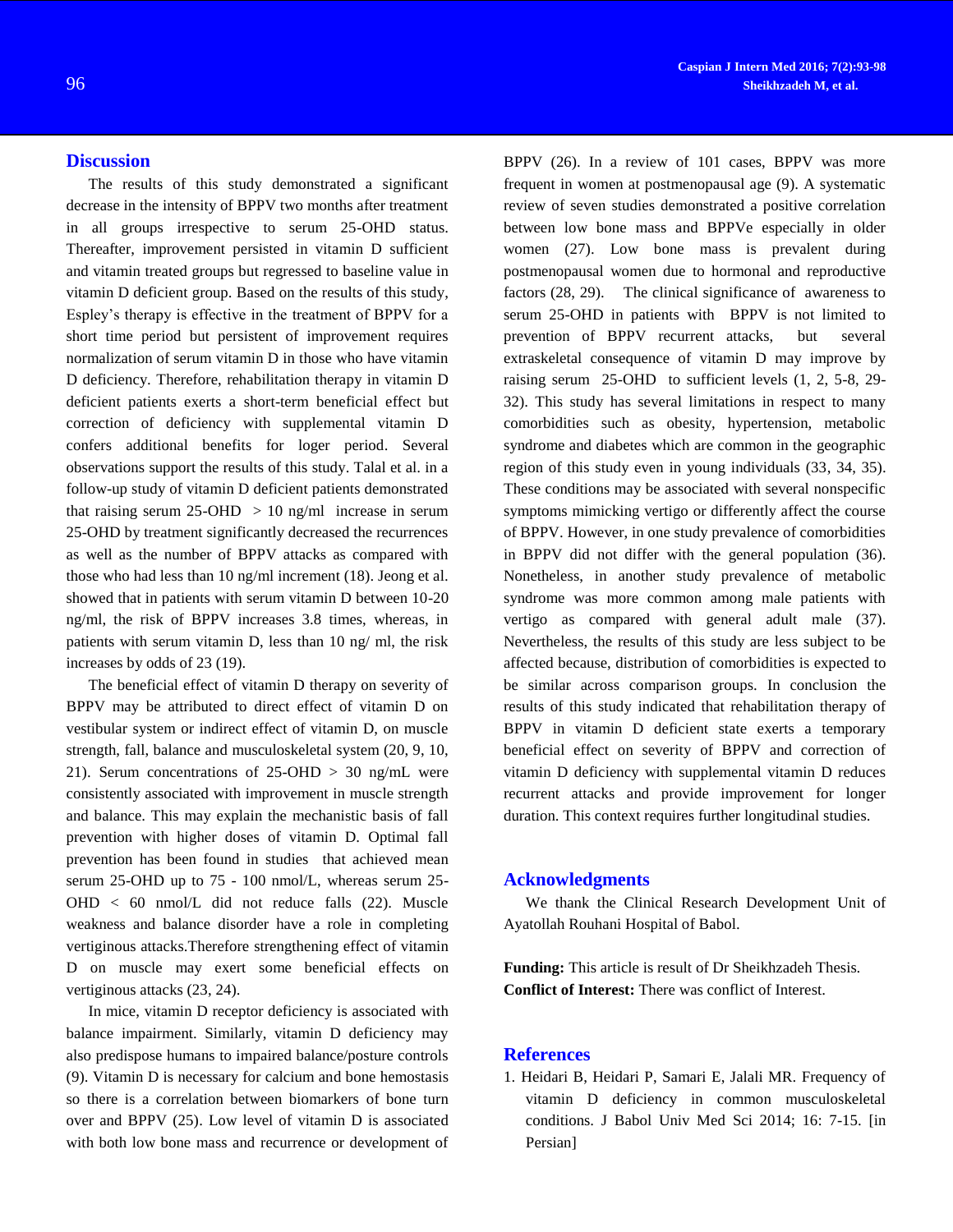## Discussion

The results of this study demonstrated a significant decrease in the intensity of BPPV two months after treatment in all groups irrespective to serum 25-OHD status. Thereafter, improvement persisted in vitamin D sufficient and vitamin treated groups but regressed to baseline value in vitamin D deficient group. Based on the results of this study, Espley's therapy is effective in the treatment of BPPV for a short time period but persistent of improvement requires normalization of serum vitamin D in those who have vitamin D deficiency. Therefore, rehabilitation therapy in vitamin D deficient patients exerts a short-term beneficial effect but correction of deficiency with supplemental vitamin D confers additional benefits for loger period. Several observations support the results of this study. Talal et al. in a follow-up study of vitamin D deficient patients demonstrated that raising serum 25-OHD > 10 ng/ml increase in serum 25-OHD by treatment significantly decreased the recurrences as well as the number of BPPV attacks as compared with those who had less than 10 ng/ml increment (18). Jeong et al. showed that in patients with serum vitamin D between 10-20 ng/ml, the risk of BPPV increases 3.8 times, whereas, in patients with serum vitamin D, less than 10 ng/ ml, the risk increases by odds of 23 (19).

The beneficial effect of vitamin D therapy on severity of BPPV may be attributed to direct effect of vitamin D on vestibular system or indirect effect of vitamin D, on muscle strength, fall, balance and musculoskeletal system (20, 9, 10, 21). Serum concentrations of 25-OHD > 30 ng/mL were consistently associated with improvement in muscle strength and balance. This may explain the mechanistic basis of fall prevention with higher doses of vitamin D. Optimal fall prevention has been found in studies that achieved mean serum 25-OHD up to 75 - 100 nmol/L, whereas serum 25-OHD < 60 nmol/L did not reduce falls (22). Muscle weakness and balance disorder have a role in completing vertiginous attacks.Therefore strengthening effect of vitamin D on muscle may exert some beneficial effects on vertiginous attacks (23, 24).

In mice, vitamin D receptor deficiency is associated with balance impairment. Similarly, vitamin D deficiency may also predispose humans to impaired balance/posture controls (9). Vitamin D is necessary for calcium and bone hemostasis so there is a correlation between biomarkers of bone turn over and BPPV (25). Low level of vitamin D is associated with both low bone mass and recurrence or development of BPPV (26). In a review of 101 cases, BPPV was more frequent in women at postmenopausal age (9). A systematic review of seven studies demonstrated a positive correlation between low bone mass and BPPVe especially in older women (27). Low bone mass is prevalent during postmenopausal women due to hormonal and reproductive factors (28, 29). The clinical significance of awareness to serum 25-OHD in patients with BPPV is not limited to prevention of BPPV recurrent attacks, but several extraskeletal consequence of vitamin D may improve by raising serum 25-OHD to sufficient levels (1, 2, 5-8, 29-32). This study has several limitations in respect to many comorbidities such as obesity, hypertension, metabolic syndrome and diabetes which are common in the geographic region of this study even in young individuals (33, 34, 35). These conditions may be associated with several nonspecific symptoms mimicking vertigo or differently affect the course of BPPV. However, in one study prevalence of comorbidities in BPPV did not differ with the general population (36). Nonetheless, in another study prevalence of metabolic syndrome was more common among male patients with vertigo as compared with general adult male (37). Nevertheless, the results of this study are less subject to be affected because, distribution of comorbidities is expected to be similar across comparison groups. In conclusion the results of this study indicated that rehabilitation therapy of BPPV in vitamin D deficient state exerts a temporary beneficial effect on severity of BPPV and correction of vitamin D deficiency with supplemental vitamin D reduces recurrent attacks and provide improvement for longer duration. This context requires further longitudinal studies.

## Acknowledgments

We thank the Clinical Research Development Unit of Ayatollah Rouhani Hospital of Babol.

**Funding:** This article is result of Dr Sheikhzadeh Thesis.
**Conflict of Interest:** There was conflict of Interest.

## References

1. Heidari B, Heidari P, Samari E, Jalali MR. Frequency of vitamin D deficiency in common musculoskeletal conditions. J Babol Univ Med Sci 2014; 16: 7-15. [in Persian]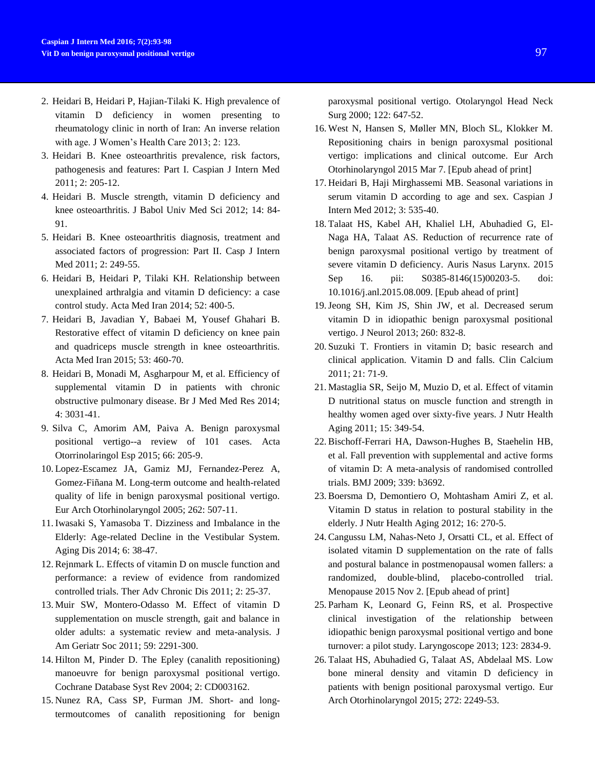2. Heidari B, Heidari P, Hajian-Tilaki K. High prevalence of vitamin D deficiency in women presenting to rheumatology clinic in north of Iran: An inverse relation with age. J Women's Health Care 2013; 2: 123.
3. Heidari B. Knee osteoarthritis prevalence, risk factors, pathogenesis and features: Part I. Caspian J Intern Med 2011; 2: 205-12.
4. Heidari B. Muscle strength, vitamin D deficiency and knee osteoarthritis. J Babol Univ Med Sci 2012; 14: 84-91.
5. Heidari B. Knee osteoarthritis diagnosis, treatment and associated factors of progression: Part II. Casp J Intern Med 2011; 2: 249-55.
6. Heidari B, Heidari P, Tilaki KH. Relationship between unexplained arthralgia and vitamin D deficiency: a case control study. Acta Med Iran 2014; 52: 400-5.
7. Heidari B, Javadian Y, Babaei M, Yousef Ghahari B. Restorative effect of vitamin D deficiency on knee pain and quadriceps muscle strength in knee osteoarthritis. Acta Med Iran 2015; 53: 460-70.
8. Heidari B, Monadi M, Asgharpour M, et al. Efficiency of supplemental vitamin D in patients with chronic obstructive pulmonary disease. Br J Med Med Res 2014; 4: 3031-41.
9. Silva C, Amorim AM, Paiva A. Benign paroxysmal positional vertigo--a review of 101 cases. Acta Otorrinolaringol Esp 2015; 66: 205-9.
10. Lopez-Escamez JA, Gamiz MJ, Fernandez-Perez A, Gomez-Fiñana M. Long-term outcome and health-related quality of life in benign paroxysmal positional vertigo. Eur Arch Otorhinolaryngol 2005; 262: 507-11.
11. Iwasaki S, Yamasoba T. Dizziness and Imbalance in the Elderly: Age-related Decline in the Vestibular System. Aging Dis 2014; 6: 38-47.
12. Rejnmark L. Effects of vitamin D on muscle function and performance: a review of evidence from randomized controlled trials. Ther Adv Chronic Dis 2011; 2: 25-37.
13. Muir SW, Montero-Odasso M. Effect of vitamin D supplementation on muscle strength, gait and balance in older adults: a systematic review and meta-analysis. J Am Geriatr Soc 2011; 59: 2291-300.
14. Hilton M, Pinder D. The Epley (canalith repositioning) manoeuvre for benign paroxysmal positional vertigo. Cochrane Database Syst Rev 2004; 2: CD003162.
15. Nunez RA, Cass SP, Furman JM. Short- and long-termoutcomes of canalith repositioning for benign paroxysmal positional vertigo. Otolaryngol Head Neck Surg 2000; 122: 647-52.
16. West N, Hansen S, Møller MN, Bloch SL, Klokker M. Repositioning chairs in benign paroxysmal positional vertigo: implications and clinical outcome. Eur Arch Otorhinolaryngol 2015 Mar 7. [Epub ahead of print]
17. Heidari B, Haji Mirghassemi MB. Seasonal variations in serum vitamin D according to age and sex. Caspian J Intern Med 2012; 3: 535-40.
18. Talaat HS, Kabel AH, Khaliel LH, Abuhadied G, El-Naga HA, Talaat AS. Reduction of recurrence rate of benign paroxysmal positional vertigo by treatment of severe vitamin D deficiency. Auris Nasus Larynx. 2015 Sep 16. pii: S0385-8146(15)00203-5. doi: 10.1016/j.anl.2015.08.009. [Epub ahead of print]
19. Jeong SH, Kim JS, Shin JW, et al. Decreased serum vitamin D in idiopathic benign paroxysmal positional vertigo. J Neurol 2013; 260: 832-8.
20. Suzuki T. Frontiers in vitamin D; basic research and clinical application. Vitamin D and falls. Clin Calcium 2011; 21: 71-9.
21. Mastaglia SR, Seijo M, Muzio D, et al. Effect of vitamin D nutritional status on muscle function and strength in healthy women aged over sixty-five years. J Nutr Health Aging 2011; 15: 349-54.
22. Bischoff-Ferrari HA, Dawson-Hughes B, Staehelin HB, et al. Fall prevention with supplemental and active forms of vitamin D: A meta-analysis of randomised controlled trials. BMJ 2009; 339: b3692.
23. Boersma D, Demontiero O, Mohtasham Amiri Z, et al. Vitamin D status in relation to postural stability in the elderly. J Nutr Health Aging 2012; 16: 270-5.
24. Cangussu LM, Nahas-Neto J, Orsatti CL, et al. Effect of isolated vitamin D supplementation on the rate of falls and postural balance in postmenopausal women fallers: a randomized, double-blind, placebo-controlled trial. Menopause 2015 Nov 2. [Epub ahead of print]
25. Parham K, Leonard G, Feinn RS, et al. Prospective clinical investigation of the relationship between idiopathic benign paroxysmal positional vertigo and bone turnover: a pilot study. Laryngoscope 2013; 123: 2834-9.
26. Talaat HS, Abuhadied G, Talaat AS, Abdelaal MS. Low bone mineral density and vitamin D deficiency in patients with benign positional paroxysmal vertigo. Eur Arch Otorhinolaryngol 2015; 272: 2249-53.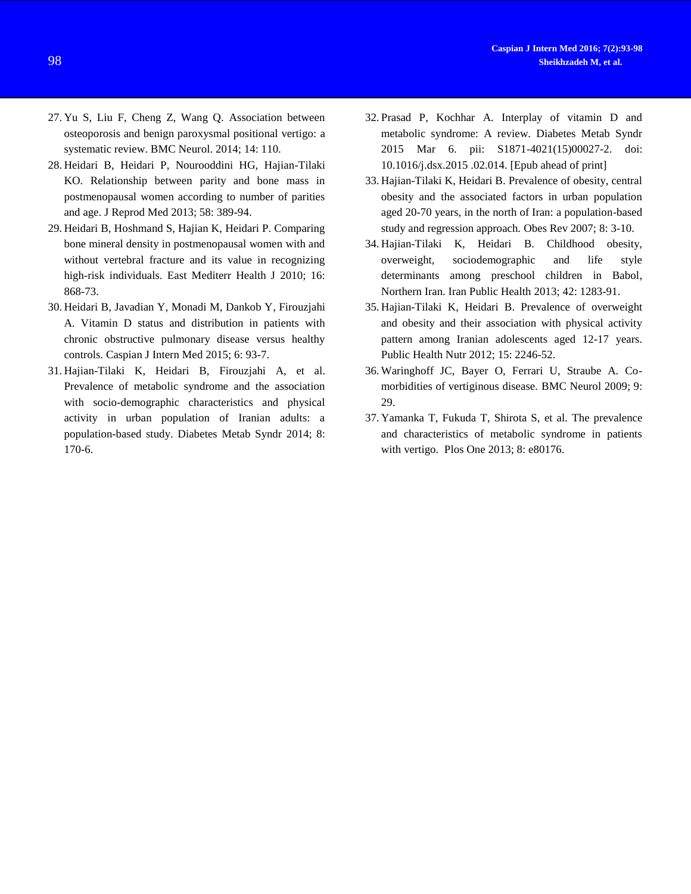27. Yu S, Liu F, Cheng Z, Wang Q. Association between osteoporosis and benign paroxysmal positional vertigo: a systematic review. BMC Neurol. 2014; 14: 110.
28. Heidari B, Heidari P, Nourooddini HG, Hajian-Tilaki KO. Relationship between parity and bone mass in postmenopausal women according to number of parities and age. J Reprod Med 2013; 58: 389-94.
29. Heidari B, Hoshmand S, Hajian K, Heidari P. Comparing bone mineral density in postmenopausal women with and without vertebral fracture and its value in recognizing high-risk individuals. East Mediterr Health J 2010; 16: 868-73.
30. Heidari B, Javadian Y, Monadi M, Dankob Y, Firouzjahi A. Vitamin D status and distribution in patients with chronic obstructive pulmonary disease versus healthy controls. Caspian J Intern Med 2015; 6: 93-7.
31. Hajian-Tilaki K, Heidari B, Firouzjahi A, et al. Prevalence of metabolic syndrome and the association with socio-demographic characteristics and physical activity in urban population of Iranian adults: a population-based study. Diabetes Metab Syndr 2014; 8: 170-6.
32. Prasad P, Kochhar A. Interplay of vitamin D and metabolic syndrome: A review. Diabetes Metab Syndr 2015 Mar 6. pii: S1871-4021(15)00027-2. doi: 10.1016/j.dsx.2015 .02.014. [Epub ahead of print]
33. Hajian-Tilaki K, Heidari B. Prevalence of obesity, central obesity and the associated factors in urban population aged 20-70 years, in the north of Iran: a population-based study and regression approach. Obes Rev 2007; 8: 3-10.
34. Hajian-Tilaki K, Heidari B. Childhood obesity, overweight, sociodemographic and life style determinants among preschool children in Babol, Northern Iran. Iran Public Health 2013; 42: 1283-91.
35. Hajian-Tilaki K, Heidari B. Prevalence of overweight and obesity and their association with physical activity pattern among Iranian adolescents aged 12-17 years. Public Health Nutr 2012; 15: 2246-52.
36. Waringhoff JC, Bayer O, Ferrari U, Straube A. Co-morbidities of vertiginous disease. BMC Neurol 2009; 9: 29.
37. Yamanka T, Fukuda T, Shirota S, et al. The prevalence and characteristics of metabolic syndrome in patients with vertigo. Plos One 2013; 8: e80176.